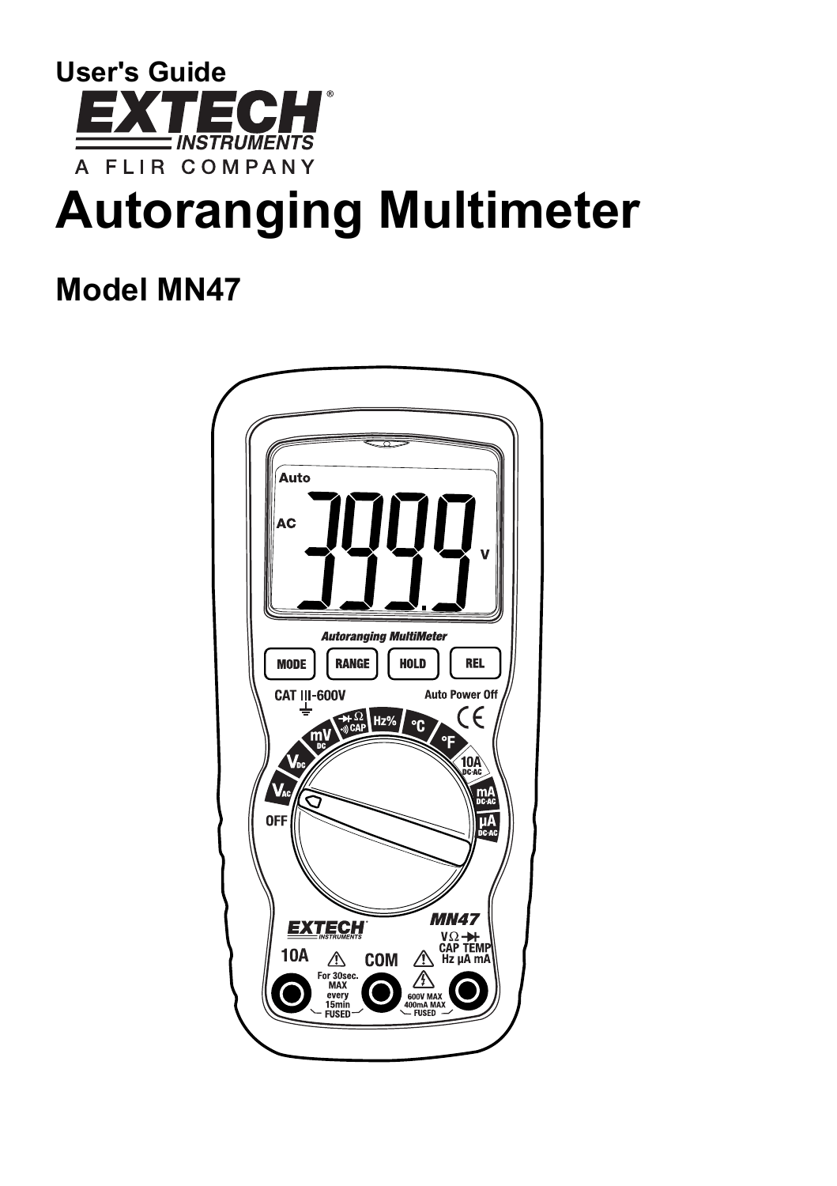User's Guide

**EXTECH INSTRUMENTS**

A FLIR COMPANY

# Autoranging Multimeter

## Model MN47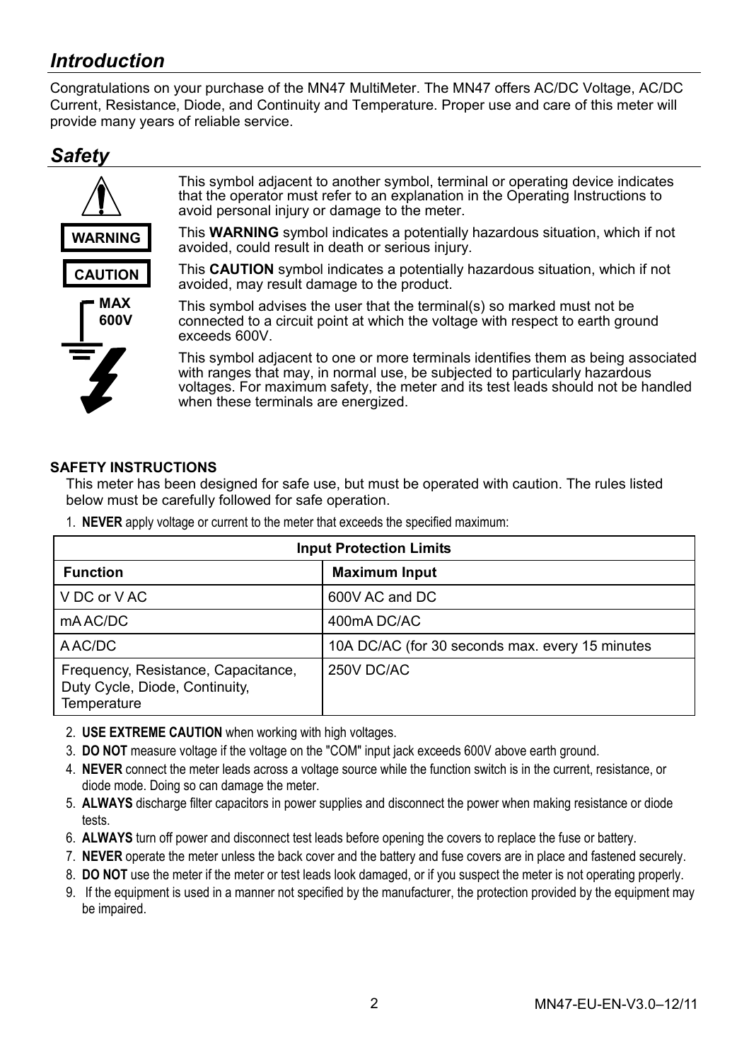## *Introduction*

Congratulations on your purchase of the MN47 MultiMeter. The MN47 offers AC/DC Voltage, AC/DC Current, Resistance, Diode, and Continuity and Temperature. Proper use and care of this meter will provide many years of reliable service.

## *Safety*

This symbol adjacent to another symbol, terminal or operating device indicates that the operator must refer to an explanation in the Operating Instructions to avoid personal injury or damage to the meter.

**WARNING** This **WARNING** symbol indicates a potentially hazardous situation, which if not avoided, could result in death or serious injury.

**CAUTION** This **CAUTION** symbol indicates a potentially hazardous situation, which if not avoided, may result damage to the product.

**MAX 600V** This symbol advises the user that the terminal(s) so marked must not be connected to a circuit point at which the voltage with respect to earth ground exceeds 600V.

This symbol adjacent to one or more terminals identifies them as being associated with ranges that may, in normal use, be subjected to particularly hazardous voltages. For maximum safety, the meter and its test leads should not be handled when these terminals are energized.

**SAFETY INSTRUCTIONS**

This meter has been designed for safe use, but must be operated with caution. The rules listed below must be carefully followed for safe operation.

1. **NEVER** apply voltage or current to the meter that exceeds the specified maximum:

| Input Protection Limits | |
|---|---|
| **Function** | **Maximum Input** |
| V DC or V AC | 600V AC and DC |
| mA AC/DC | 400mA DC/AC |
| A AC/DC | 10A DC/AC (for 30 seconds max. every 15 minutes |
| Frequency, Resistance, Capacitance, Duty Cycle, Diode, Continuity, Temperature | 250V DC/AC |

2. **USE EXTREME CAUTION** when working with high voltages.
3. **DO NOT** measure voltage if the voltage on the "COM" input jack exceeds 600V above earth ground.
4. **NEVER** connect the meter leads across a voltage source while the function switch is in the current, resistance, or diode mode. Doing so can damage the meter.
5. **ALWAYS** discharge filter capacitors in power supplies and disconnect the power when making resistance or diode tests.
6. **ALWAYS** turn off power and disconnect test leads before opening the covers to replace the fuse or battery.
7. **NEVER** operate the meter unless the back cover and the battery and fuse covers are in place and fastened securely.
8. **DO NOT** use the meter if the meter or test leads look damaged, or if you suspect the meter is not operating properly.
9. If the equipment is used in a manner not specified by the manufacturer, the protection provided by the equipment may be impaired.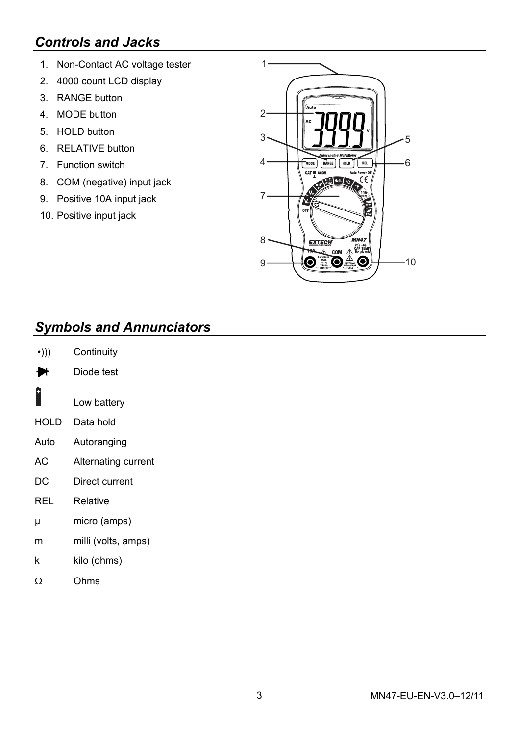## *Controls and Jacks*

1. Non-Contact AC voltage tester
2. 4000 count LCD display
3. RANGE button
4. MODE button
5. HOLD button
6. RELATIVE button
7. Function switch
8. COM (negative) input jack
9. Positive 10A input jack
10. Positive input jack

## *Symbols and Annunciators*

| | |
|---|---|
| •))) | Continuity |
| ➔⊢ | Diode test |
| 🔋 | Low battery |
| HOLD | Data hold |
| Auto | Autoranging |
| AC | Alternating current |
| DC | Direct current |
| REL | Relative |
| μ | micro (amps) |
| m | milli (volts, amps) |
| k | kilo (ohms) |
| Ω | Ohms |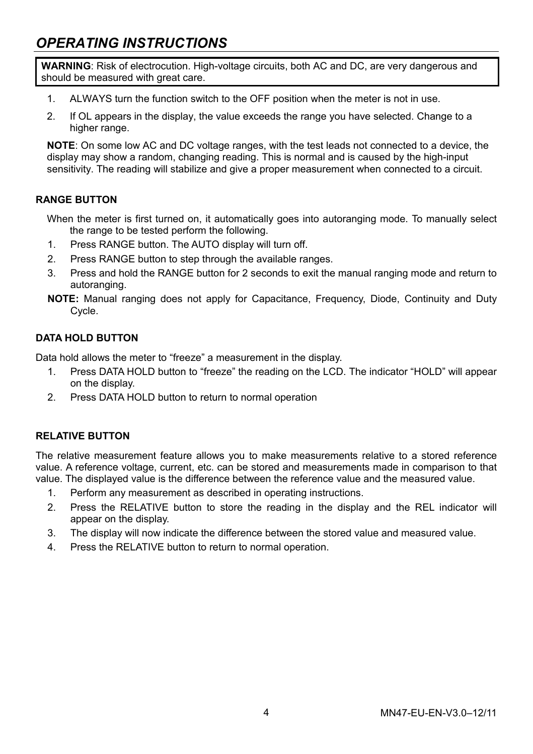# *OPERATING INSTRUCTIONS*

**WARNING**: Risk of electrocution. High-voltage circuits, both AC and DC, are very dangerous and should be measured with great care.

1. ALWAYS turn the function switch to the OFF position when the meter is not in use.
2. If OL appears in the display, the value exceeds the range you have selected. Change to a higher range.

**NOTE**: On some low AC and DC voltage ranges, with the test leads not connected to a device, the display may show a random, changing reading. This is normal and is caused by the high-input sensitivity. The reading will stabilize and give a proper measurement when connected to a circuit.

**RANGE BUTTON**

When the meter is first turned on, it automatically goes into autoranging mode. To manually select the range to be tested perform the following.

1. Press RANGE button. The AUTO display will turn off.
2. Press RANGE button to step through the available ranges.
3. Press and hold the RANGE button for 2 seconds to exit the manual ranging mode and return to autoranging.

**NOTE:** Manual ranging does not apply for Capacitance, Frequency, Diode, Continuity and Duty Cycle.

**DATA HOLD BUTTON**

Data hold allows the meter to "freeze" a measurement in the display.

1. Press DATA HOLD button to "freeze" the reading on the LCD. The indicator "HOLD" will appear on the display.
2. Press DATA HOLD button to return to normal operation

**RELATIVE BUTTON**

The relative measurement feature allows you to make measurements relative to a stored reference value. A reference voltage, current, etc. can be stored and measurements made in comparison to that value. The displayed value is the difference between the reference value and the measured value.

1. Perform any measurement as described in operating instructions.
2. Press the RELATIVE button to store the reading in the display and the REL indicator will appear on the display.
3. The display will now indicate the difference between the stored value and measured value.
4. Press the RELATIVE button to return to normal operation.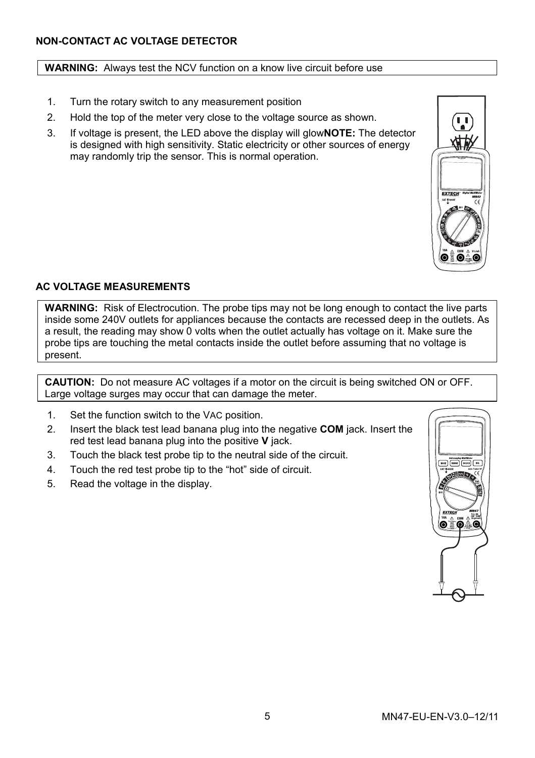## NON-CONTACT AC VOLTAGE DETECTOR

**WARNING:** Always test the NCV function on a know live circuit before use

1. Turn the rotary switch to any measurement position
2. Hold the top of the meter very close to the voltage source as shown.
3. If voltage is present, the LED above the display will glow**NOTE:** The detector is designed with high sensitivity. Static electricity or other sources of energy may randomly trip the sensor. This is normal operation.

## AC VOLTAGE MEASUREMENTS

**WARNING:** Risk of Electrocution. The probe tips may not be long enough to contact the live parts inside some 240V outlets for appliances because the contacts are recessed deep in the outlets. As a result, the reading may show 0 volts when the outlet actually has voltage on it. Make sure the probe tips are touching the metal contacts inside the outlet before assuming that no voltage is present.

**CAUTION:** Do not measure AC voltages if a motor on the circuit is being switched ON or OFF. Large voltage surges may occur that can damage the meter.

1. Set the function switch to the VAC position.
2. Insert the black test lead banana plug into the negative **COM** jack. Insert the red test lead banana plug into the positive **V** jack.
3. Touch the black test probe tip to the neutral side of the circuit.
4. Touch the red test probe tip to the "hot" side of circuit.
5. Read the voltage in the display.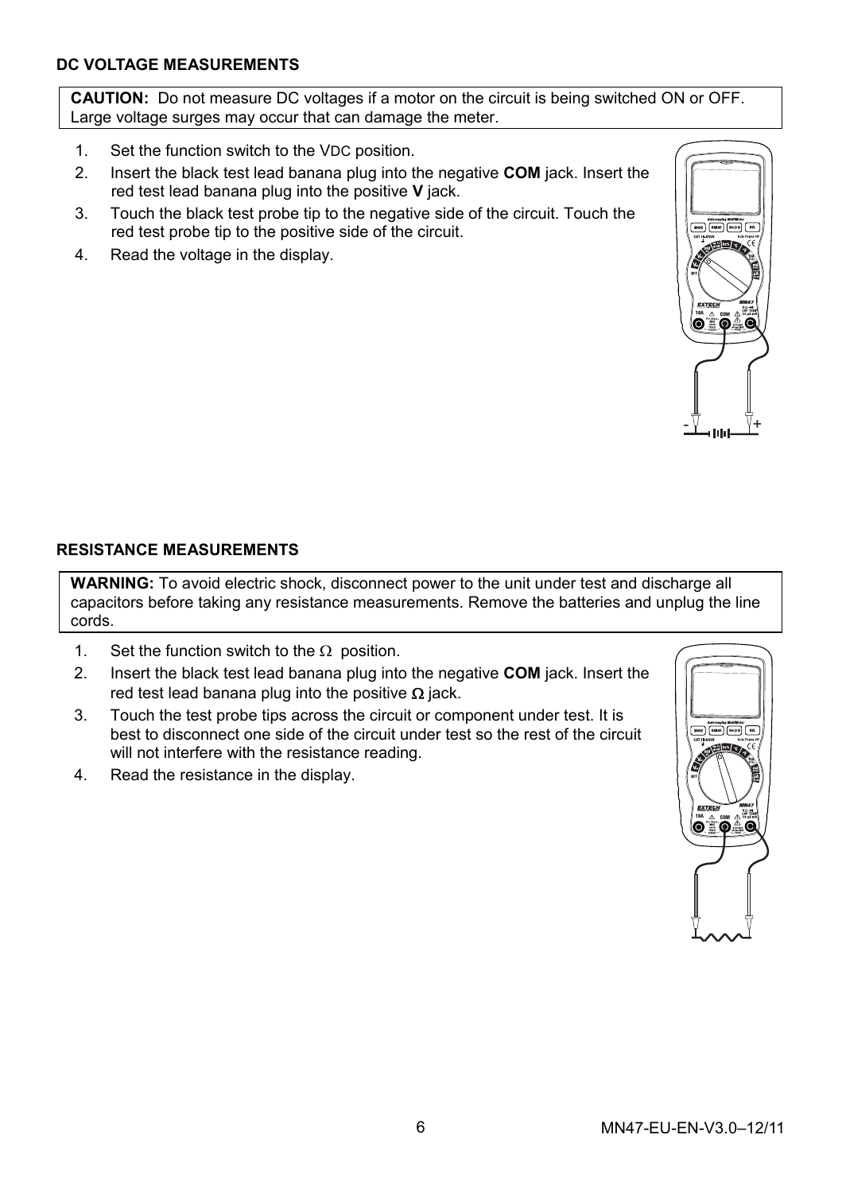### DC VOLTAGE MEASUREMENTS

**CAUTION:** Do not measure DC voltages if a motor on the circuit is being switched ON or OFF. Large voltage surges may occur that can damage the meter.

1. Set the function switch to the VDC position.
2. Insert the black test lead banana plug into the negative **COM** jack. Insert the red test lead banana plug into the positive **V** jack.
3. Touch the black test probe tip to the negative side of the circuit. Touch the red test probe tip to the positive side of the circuit.
4. Read the voltage in the display.

### RESISTANCE MEASUREMENTS

**WARNING:** To avoid electric shock, disconnect power to the unit under test and discharge all capacitors before taking any resistance measurements. Remove the batteries and unplug the line cords.

1. Set the function switch to the Ω position.
2. Insert the black test lead banana plug into the negative **COM** jack. Insert the red test lead banana plug into the positive Ω jack.
3. Touch the test probe tips across the circuit or component under test. It is best to disconnect one side of the circuit under test so the rest of the circuit will not interfere with the resistance reading.
4. Read the resistance in the display.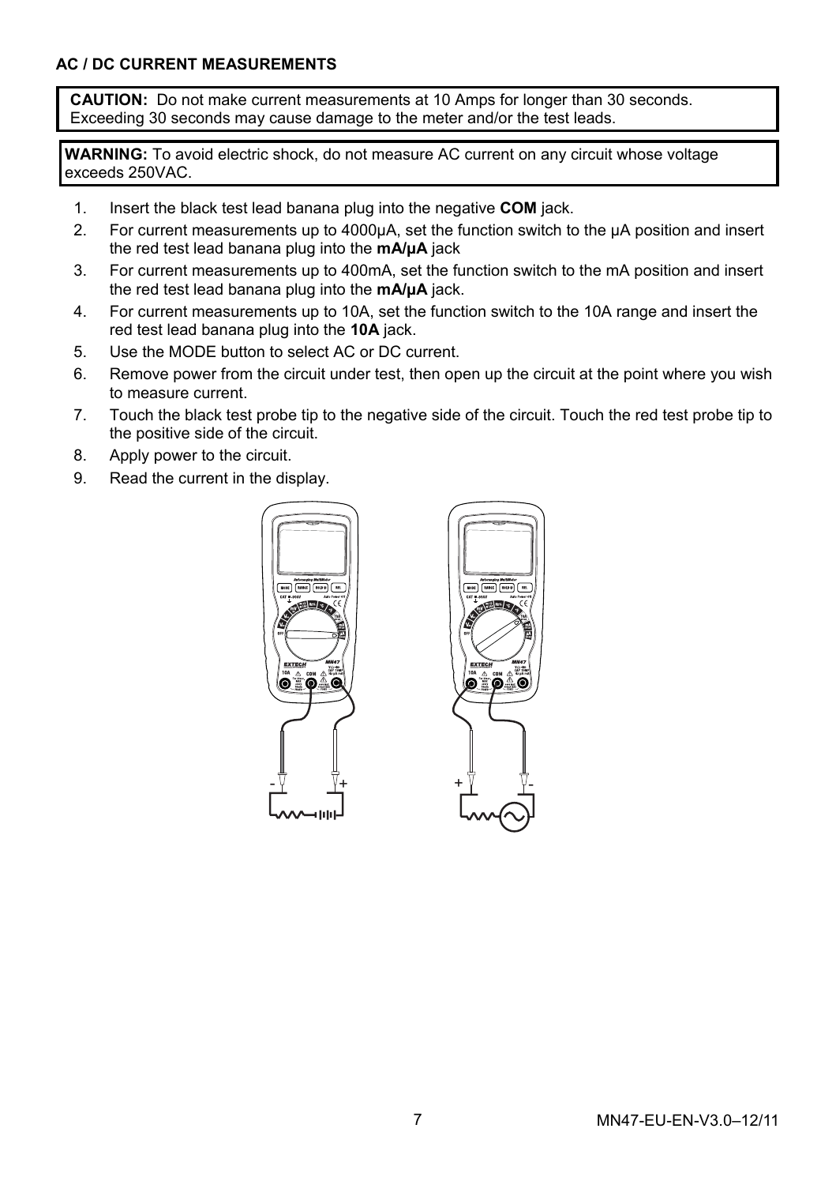## AC / DC CURRENT MEASUREMENTS

**CAUTION:** Do not make current measurements at 10 Amps for longer than 30 seconds. Exceeding 30 seconds may cause damage to the meter and/or the test leads.

**WARNING:** To avoid electric shock, do not measure AC current on any circuit whose voltage exceeds 250VAC.

1. Insert the black test lead banana plug into the negative **COM** jack.
2. For current measurements up to 4000µA, set the function switch to the µA position and insert the red test lead banana plug into the **mA/µA** jack
3. For current measurements up to 400mA, set the function switch to the mA position and insert the red test lead banana plug into the **mA/µA** jack.
4. For current measurements up to 10A, set the function switch to the 10A range and insert the red test lead banana plug into the **10A** jack.
5. Use the MODE button to select AC or DC current.
6. Remove power from the circuit under test, then open up the circuit at the point where you wish to measure current.
7. Touch the black test probe tip to the negative side of the circuit. Touch the red test probe tip to the positive side of the circuit.
8. Apply power to the circuit.
9. Read the current in the display.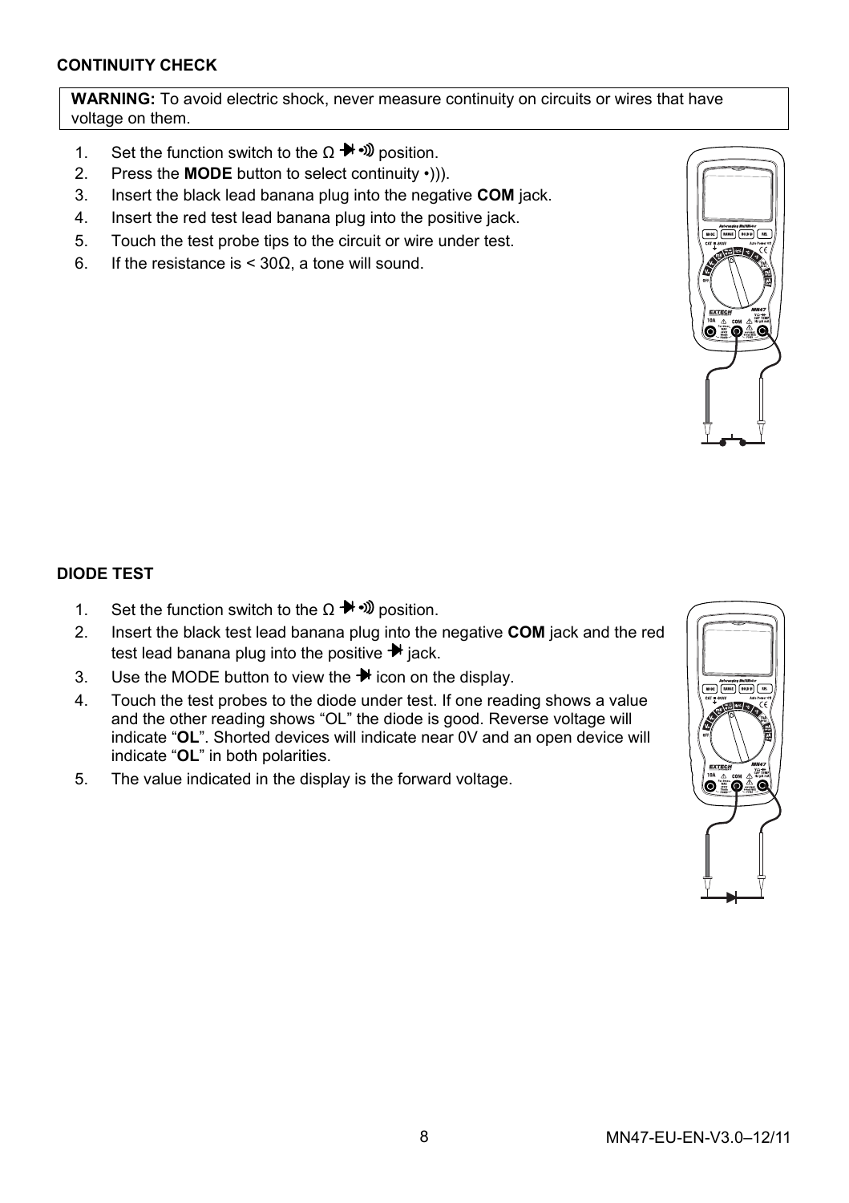## CONTINUITY CHECK

**WARNING:** To avoid electric shock, never measure continuity on circuits or wires that have voltage on them.

1. Set the function switch to the Ω ⯈| •))) position.
2. Press the **MODE** button to select continuity •))).
3. Insert the black lead banana plug into the negative **COM** jack.
4. Insert the red test lead banana plug into the positive jack.
5. Touch the test probe tips to the circuit or wire under test.
6. If the resistance is < 30Ω, a tone will sound.

## DIODE TEST

1. Set the function switch to the Ω ⯈| •))) position.
2. Insert the black test lead banana plug into the negative **COM** jack and the red test lead banana plug into the positive ⯈| jack.
3. Use the MODE button to view the ⯈| icon on the display.
4. Touch the test probes to the diode under test. If one reading shows a value and the other reading shows "OL" the diode is good. Reverse voltage will indicate "**OL**". Shorted devices will indicate near 0V and an open device will indicate "**OL**" in both polarities.
5. The value indicated in the display is the forward voltage.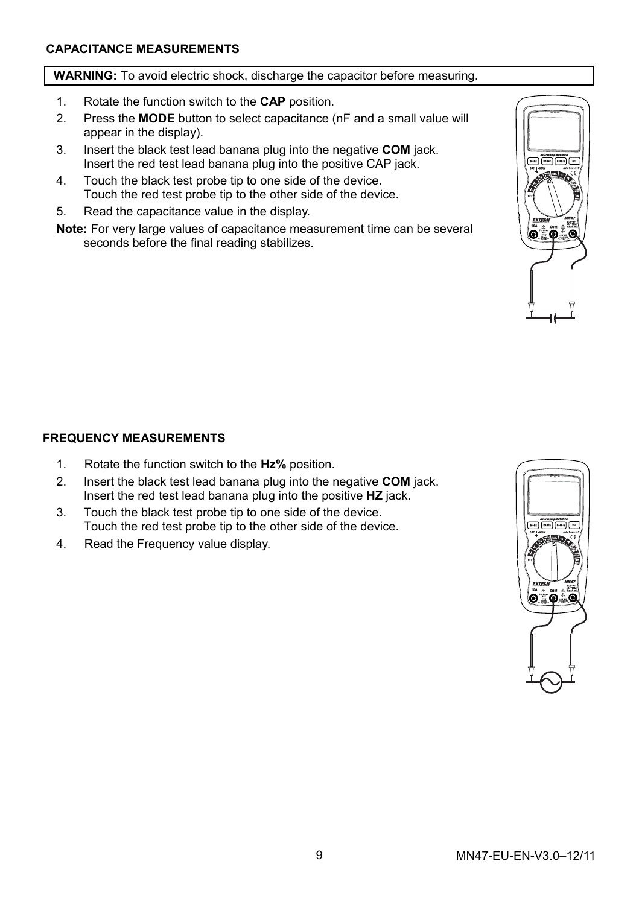## CAPACITANCE MEASUREMENTS

**WARNING:** To avoid electric shock, discharge the capacitor before measuring.

1. Rotate the function switch to the **CAP** position.
2. Press the **MODE** button to select capacitance (nF and a small value will appear in the display).
3. Insert the black test lead banana plug into the negative **COM** jack. Insert the red test lead banana plug into the positive CAP jack.
4. Touch the black test probe tip to one side of the device. Touch the red test probe tip to the other side of the device.
5. Read the capacitance value in the display.

**Note:** For very large values of capacitance measurement time can be several seconds before the final reading stabilizes.

## FREQUENCY MEASUREMENTS

1. Rotate the function switch to the **Hz%** position.
2. Insert the black test lead banana plug into the negative **COM** jack. Insert the red test lead banana plug into the positive **HZ** jack.
3. Touch the black test probe tip to one side of the device. Touch the red test probe tip to the other side of the device.
4. Read the Frequency value display.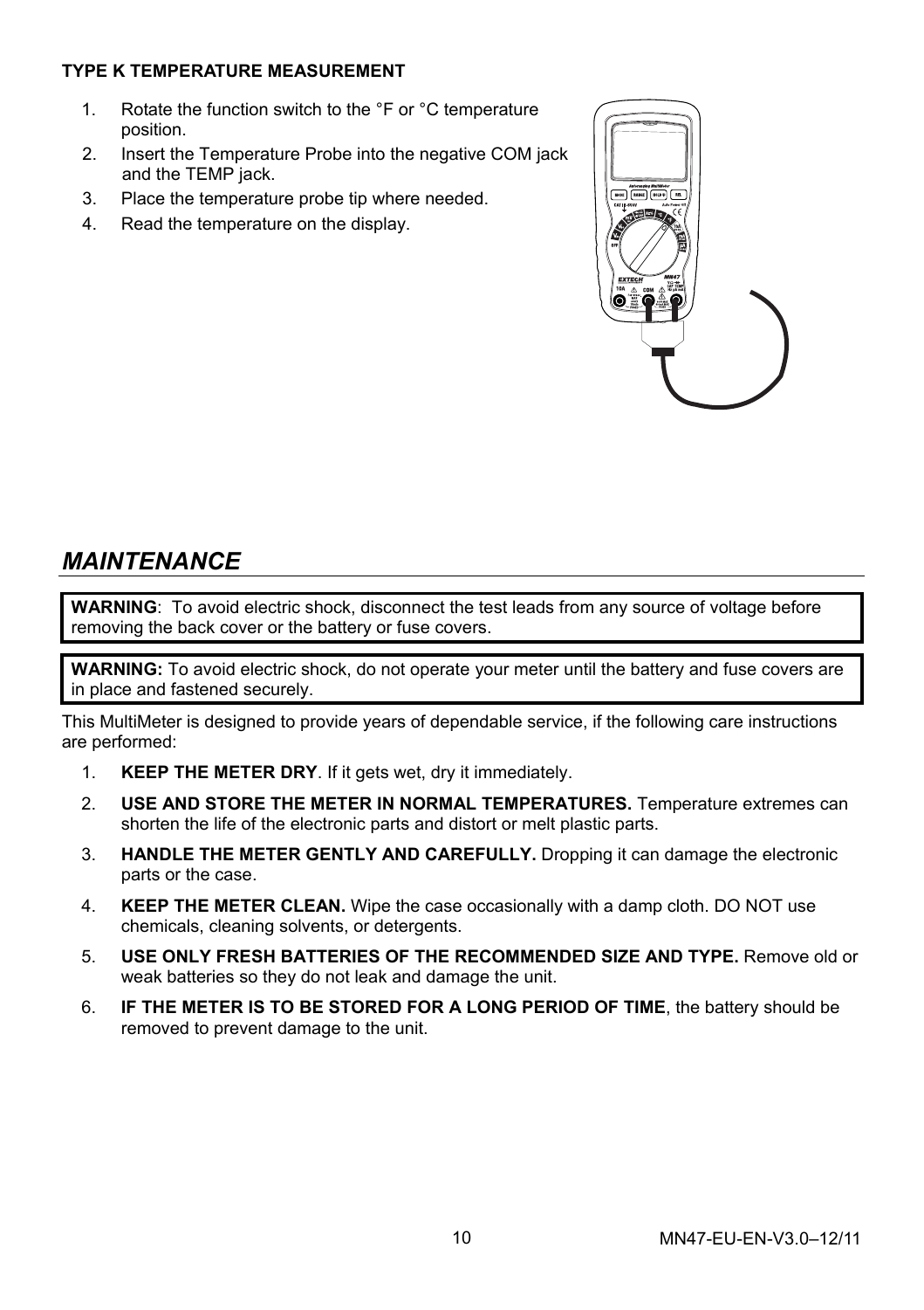### TYPE K TEMPERATURE MEASUREMENT

1. Rotate the function switch to the °F or °C temperature position.
2. Insert the Temperature Probe into the negative COM jack and the TEMP jack.
3. Place the temperature probe tip where needed.
4. Read the temperature on the display.

## *MAINTENANCE*

**WARNING**: To avoid electric shock, disconnect the test leads from any source of voltage before removing the back cover or the battery or fuse covers.

**WARNING:** To avoid electric shock, do not operate your meter until the battery and fuse covers are in place and fastened securely.

This MultiMeter is designed to provide years of dependable service, if the following care instructions are performed:

1. **KEEP THE METER DRY**. If it gets wet, dry it immediately.
2. **USE AND STORE THE METER IN NORMAL TEMPERATURES.** Temperature extremes can shorten the life of the electronic parts and distort or melt plastic parts.
3. **HANDLE THE METER GENTLY AND CAREFULLY.** Dropping it can damage the electronic parts or the case.
4. **KEEP THE METER CLEAN.** Wipe the case occasionally with a damp cloth. DO NOT use chemicals, cleaning solvents, or detergents.
5. **USE ONLY FRESH BATTERIES OF THE RECOMMENDED SIZE AND TYPE.** Remove old or weak batteries so they do not leak and damage the unit.
6. **IF THE METER IS TO BE STORED FOR A LONG PERIOD OF TIME**, the battery should be removed to prevent damage to the unit.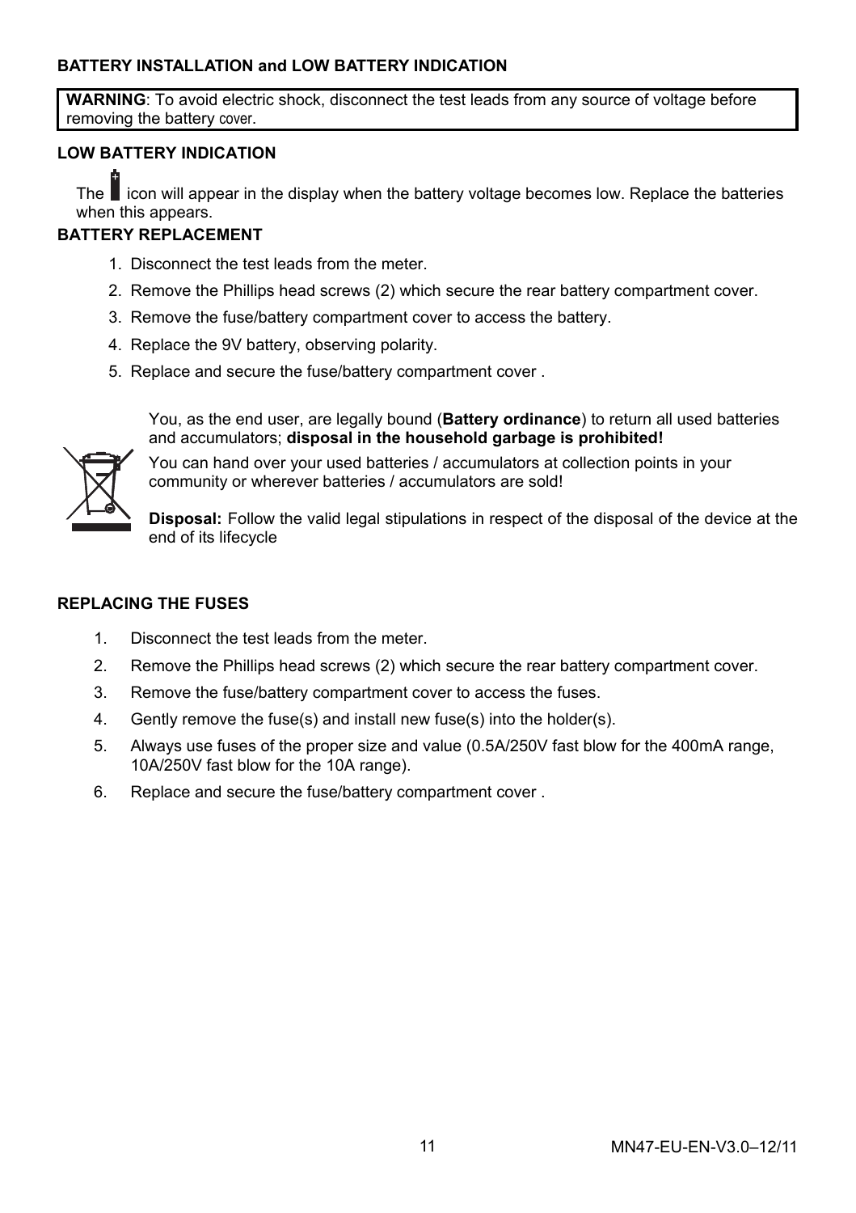## BATTERY INSTALLATION and LOW BATTERY INDICATION

**WARNING**: To avoid electric shock, disconnect the test leads from any source of voltage before removing the battery cover.

### LOW BATTERY INDICATION

The icon will appear in the display when the battery voltage becomes low. Replace the batteries when this appears.

### BATTERY REPLACEMENT

1. Disconnect the test leads from the meter.
2. Remove the Phillips head screws (2) which secure the rear battery compartment cover.
3. Remove the fuse/battery compartment cover to access the battery.
4. Replace the 9V battery, observing polarity.
5. Replace and secure the fuse/battery compartment cover .

You, as the end user, are legally bound (**Battery ordinance**) to return all used batteries and accumulators; **disposal in the household garbage is prohibited!**

You can hand over your used batteries / accumulators at collection points in your community or wherever batteries / accumulators are sold!

**Disposal:** Follow the valid legal stipulations in respect of the disposal of the device at the end of its lifecycle

### REPLACING THE FUSES

1. Disconnect the test leads from the meter.
2. Remove the Phillips head screws (2) which secure the rear battery compartment cover.
3. Remove the fuse/battery compartment cover to access the fuses.
4. Gently remove the fuse(s) and install new fuse(s) into the holder(s).
5. Always use fuses of the proper size and value (0.5A/250V fast blow for the 400mA range, 10A/250V fast blow for the 10A range).
6. Replace and secure the fuse/battery compartment cover .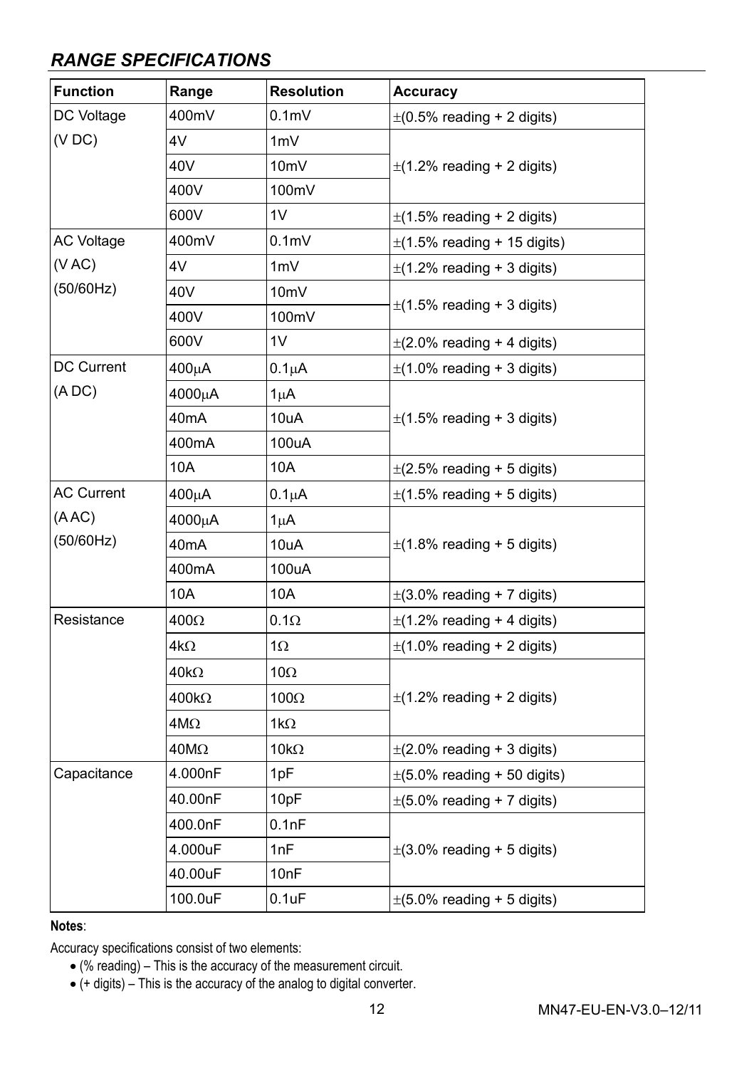## *RANGE SPECIFICATIONS*

| Function | Range | Resolution | Accuracy |
|---|---|---|---|
| DC Voltage (V DC) | 400mV | 0.1mV | ±(0.5% reading + 2 digits) |
| | 4V | 1mV | ±(1.2% reading + 2 digits) |
| | 40V | 10mV | |
| | 400V | 100mV | |
| | 600V | 1V | ±(1.5% reading + 2 digits) |
| AC Voltage (V AC) (50/60Hz) | 400mV | 0.1mV | ±(1.5% reading + 15 digits) |
| | 4V | 1mV | ±(1.2% reading + 3 digits) |
| | 40V | 10mV | ±(1.5% reading + 3 digits) |
| | 400V | 100mV | |
| | 600V | 1V | ±(2.0% reading + 4 digits) |
| DC Current (A DC) | 400μA | 0.1μA | ±(1.0% reading + 3 digits) |
| | 4000μA | 1μA | ±(1.5% reading + 3 digits) |
| | 40mA | 10uA | |
| | 400mA | 100uA | |
| | 10A | 10A | ±(2.5% reading + 5 digits) |
| AC Current (A AC) (50/60Hz) | 400μA | 0.1μA | ±(1.5% reading + 5 digits) |
| | 4000μA | 1μA | ±(1.8% reading + 5 digits) |
| | 40mA | 10uA | |
| | 400mA | 100uA | |
| | 10A | 10A | ±(3.0% reading + 7 digits) |
| Resistance | 400Ω | 0.1Ω | ±(1.2% reading + 4 digits) |
| | 4kΩ | 1Ω | ±(1.0% reading + 2 digits) |
| | 40kΩ | 10Ω | ±(1.2% reading + 2 digits) |
| | 400kΩ | 100Ω | |
| | 4MΩ | 1kΩ | |
| | 40MΩ | 10kΩ | ±(2.0% reading + 3 digits) |
| Capacitance | 4.000nF | 1pF | ±(5.0% reading + 50 digits) |
| | 40.00nF | 10pF | ±(5.0% reading + 7 digits) |
| | 400.0nF | 0.1nF | ±(3.0% reading + 5 digits) |
| | 4.000uF | 1nF | |
| | 40.00uF | 10nF | |
| | 100.0uF | 0.1uF | ±(5.0% reading + 5 digits) |

**Notes**:

Accuracy specifications consist of two elements:

- (% reading) – This is the accuracy of the measurement circuit.
- (+ digits) – This is the accuracy of the analog to digital converter.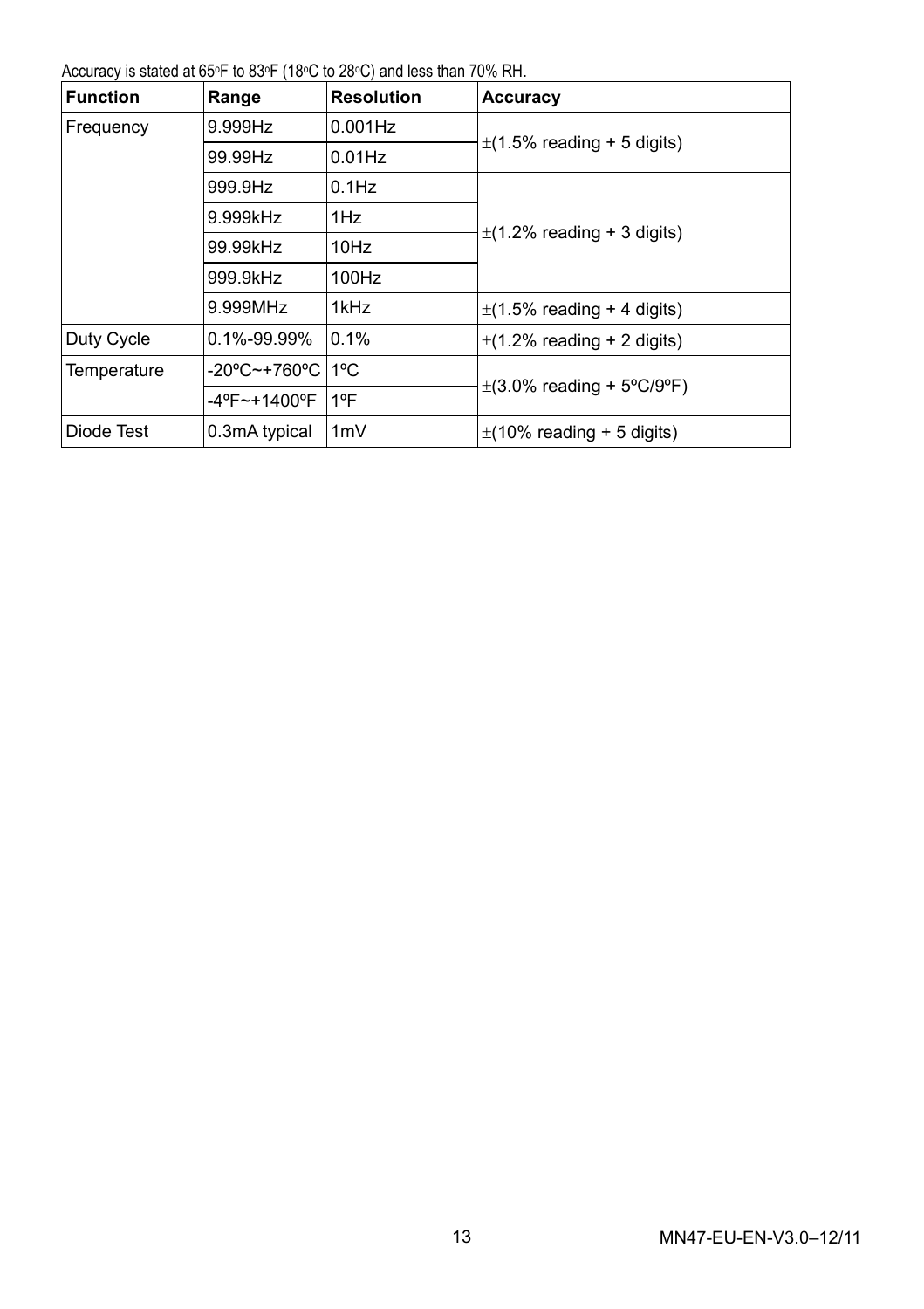Accuracy is stated at 65°F to 83°F (18°C to 28°C) and less than 70% RH.

| Function | Range | Resolution | Accuracy |
|---|---|---|---|
| Frequency | 9.999Hz | 0.001Hz | ±(1.5% reading + 5 digits) |
| | 99.99Hz | 0.01Hz | |
| | 999.9Hz | 0.1Hz | ±(1.2% reading + 3 digits) |
| | 9.999kHz | 1Hz | |
| | 99.99kHz | 10Hz | |
| | 999.9kHz | 100Hz | |
| | 9.999MHz | 1kHz | ±(1.5% reading + 4 digits) |
| Duty Cycle | 0.1%-99.99% | 0.1% | ±(1.2% reading + 2 digits) |
| Temperature | -20ºC~+760ºC | 1ºC | ±(3.0% reading + 5ºC/9ºF) |
| | -4ºF~+1400ºF | 1ºF | |
| Diode Test | 0.3mA typical | 1mV | ±(10% reading + 5 digits) |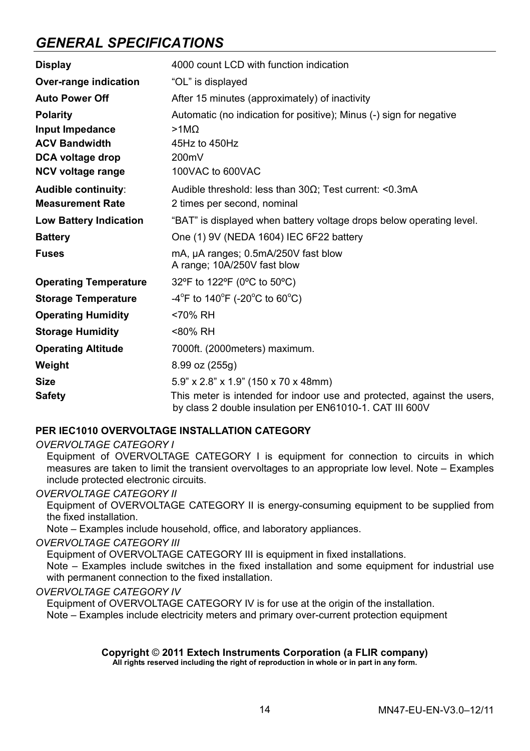# GENERAL SPECIFICATIONS

| | |
|---|---|
| **Display** | 4000 count LCD with function indication |
| **Over-range indication** | "OL" is displayed |
| **Auto Power Off** | After 15 minutes (approximately) of inactivity |
| **Polarity** | Automatic (no indication for positive); Minus (-) sign for negative |
| **Input Impedance** | >1MΩ |
| **ACV Bandwidth** | 45Hz to 450Hz |
| **DCA voltage drop** | 200mV |
| **NCV voltage range** | 100VAC to 600VAC |
| **Audible continuity**: | Audible threshold: less than 30Ω; Test current: <0.3mA |
| **Measurement Rate** | 2 times per second, nominal |
| **Low Battery Indication** | "BAT" is displayed when battery voltage drops below operating level. |
| **Battery** | One (1) 9V (NEDA 1604) IEC 6F22 battery |
| **Fuses** | mA, µA ranges; 0.5mA/250V fast blow<br>A range; 10A/250V fast blow |
| **Operating Temperature** | 32ºF to 122ºF (0ºC to 50ºC) |
| **Storage Temperature** | -4°F to 140°F (-20°C to 60°C) |
| **Operating Humidity** | <70% RH |
| **Storage Humidity** | <80% RH |
| **Operating Altitude** | 7000ft. (2000meters) maximum. |
| **Weight** | 8.99 oz (255g) |
| **Size** | 5.9" x 2.8" x 1.9" (150 x 70 x 48mm) |
| **Safety** | This meter is intended for indoor use and protected, against the users, by class 2 double insulation per EN61010-1. CAT III 600V |

**PER IEC1010 OVERVOLTAGE INSTALLATION CATEGORY**

*OVERVOLTAGE CATEGORY I*

Equipment of OVERVOLTAGE CATEGORY I is equipment for connection to circuits in which measures are taken to limit the transient overvoltages to an appropriate low level. Note – Examples include protected electronic circuits.

*OVERVOLTAGE CATEGORY II*

Equipment of OVERVOLTAGE CATEGORY II is energy-consuming equipment to be supplied from the fixed installation.

Note – Examples include household, office, and laboratory appliances.

*OVERVOLTAGE CATEGORY III*

Equipment of OVERVOLTAGE CATEGORY III is equipment in fixed installations.

Note – Examples include switches in the fixed installation and some equipment for industrial use with permanent connection to the fixed installation.

*OVERVOLTAGE CATEGORY IV*

Equipment of OVERVOLTAGE CATEGORY IV is for use at the origin of the installation.

Note – Examples include electricity meters and primary over-current protection equipment

**Copyright © 2011 Extech Instruments Corporation (a FLIR company)**
**All rights reserved including the right of reproduction in whole or in part in any form.**

MN47-EU-EN-V3.0–12/11